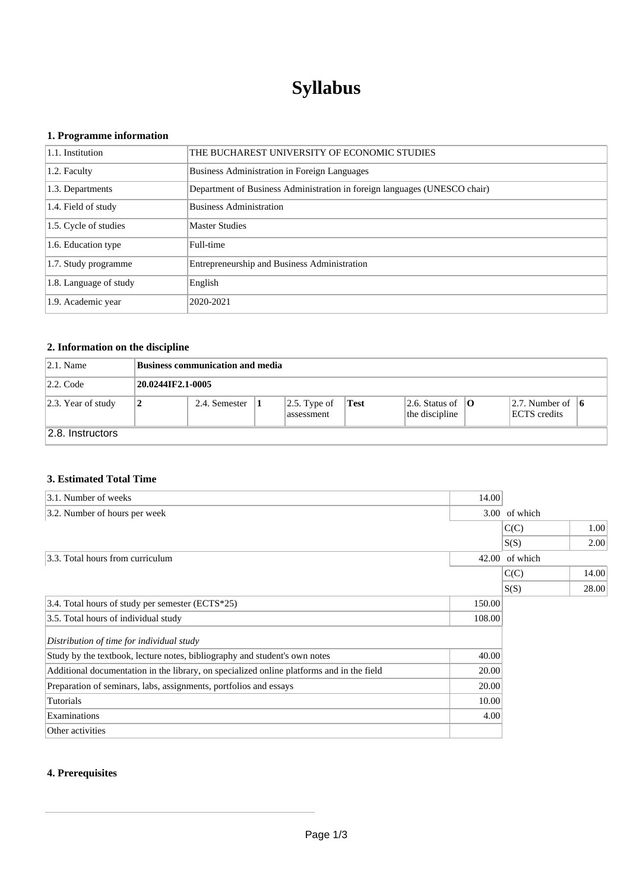# Syllabus

## 1. Programme information

| | |
|---|---|
| 1.1. Institution | THE BUCHAREST UNIVERSITY OF ECONOMIC STUDIES |
| 1.2. Faculty | Business Administration in Foreign Languages |
| 1.3. Departments | Department of Business Administration in foreign languages (UNESCO chair) |
| 1.4. Field of study | Business Administration |
| 1.5. Cycle of studies | Master Studies |
| 1.6. Education type | Full-time |
| 1.7. Study programme | Entrepreneurship and Business Administration |
| 1.8. Language of study | English |
| 1.9. Academic year | 2020-2021 |

## 2. Information on the discipline

| | | | | | | | | | |
|---|---|---|---|---|---|---|---|---|---|
| 2.1. Name | **Business communication and media** | | | | | | | | |
| 2.2. Code | **20.0244IF2.1-0005** | | | | | | | | |
| 2.3. Year of study | **2** | 2.4. Semester | **1** | 2.5. Type of assessment | **Test** | 2.6. Status of the discipline | **O** | 2.7. Number of ECTS credits | **6** |
| 2.8. Instructors | | | | | | | | | |

## 3. Estimated Total Time

| | | | |
|---|---|---|---|
| 3.1. Number of weeks | 14.00 | | |
| 3.2. Number of hours per week | 3.00 | of which | |
| | | C(C) | 1.00 |
| | | S(S) | 2.00 |
| 3.3. Total hours from curriculum | 42.00 | of which | |
| | | C(C) | 14.00 |
| | | S(S) | 28.00 |
| 3.4. Total hours of study per semester (ECTS*25) | 150.00 | | |
| 3.5. Total hours of individual study | 108.00 | | |
| *Distribution of time for individual study* | | | |
| Study by the textbook, lecture notes, bibliography and student's own notes | 40.00 | | |
| Additional documentation in the library, on specialized online platforms and in the field | 20.00 | | |
| Preparation of seminars, labs, assignments, portfolios and essays | 20.00 | | |
| Tutorials | 10.00 | | |
| Examinations | 4.00 | | |
| Other activities | | | |

## 4. Prerequisites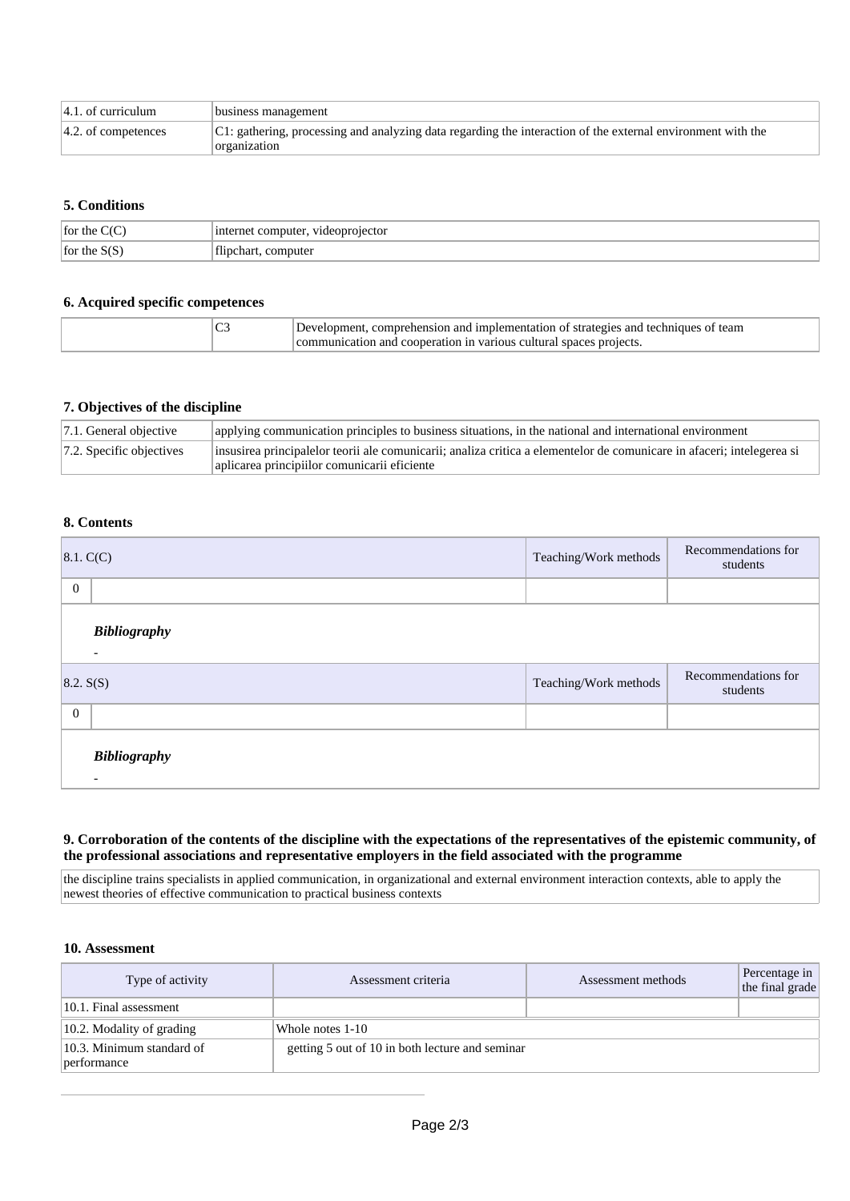| | |
|---|---|
| 4.1. of curriculum | business management |
| 4.2. of competences | C1: gathering, processing and analyzing data regarding the interaction of the external environment with the organization |

### 5. Conditions

| | |
|---|---|
| for the C(C) | internet computer, videoprojector |
| for the S(S) | flipchart, computer |

### 6. Acquired specific competences

| | | |
|---|---|---|
| | C3 | Development, comprehension and implementation of strategies and techniques of team communication and cooperation in various cultural spaces projects. |

### 7. Objectives of the discipline

| | |
|---|---|
| 7.1. General objective | applying communication principles to business situations, in the national and international environment |
| 7.2. Specific objectives | insusirea principalelor teorii ale comunicarii; analiza critica a elementelor de comunicare in afaceri; intelegerea si aplicarea principiilor comunicarii eficiente |

### 8. Contents

| 8.1. C(C) | | Teaching/Work methods | Recommendations for students |
|---|---|---|---|
| 0 | | | |

***Bibliography***

-

| 8.2. S(S) | | Teaching/Work methods | Recommendations for students |
|---|---|---|---|
| 0 | | | |

***Bibliography***

-

### 9. Corroboration of the contents of the discipline with the expectations of the representatives of the epistemic community, of the professional associations and representative employers in the field associated with the programme

the discipline trains specialists in applied communication, in organizational and external environment interaction contexts, able to apply the newest theories of effective communication to practical business contexts

### 10. Assessment

| Type of activity | Assessment criteria | Assessment methods | Percentage in the final grade |
|---|---|---|---|
| 10.1. Final assessment | | | |
| 10.2. Modality of grading | Whole notes 1-10 | | |
| 10.3. Minimum standard of performance | getting 5 out of 10 in both lecture and seminar | | |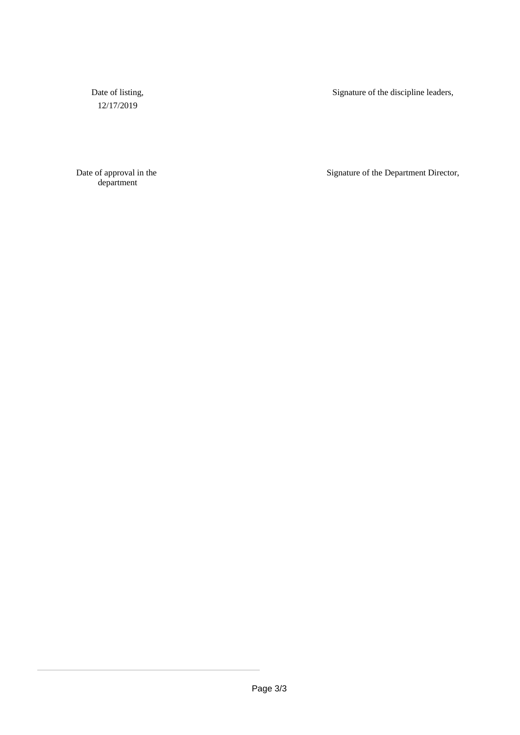| | |
|---|---|
| Date of listing,<br>12/17/2019 | Signature of the discipline leaders, |
| Date of approval in the department | Signature of the Department Director, |